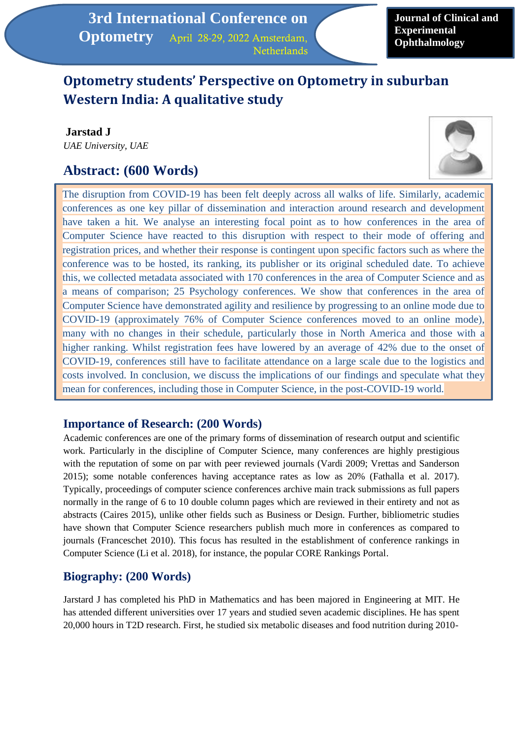3rd International Conference on Optometry April 28-29, 2022 Amsterdam, Netherlands

Journal of Clinical and Experimental Ophthalmology

# Optometry students' Perspective on Optometry in suburban Western India: A qualitative study

**Jarstad J**

*UAE University, UAE*

## Abstract: (600 Words)

The disruption from COVID-19 has been felt deeply across all walks of life. Similarly, academic conferences as one key pillar of dissemination and interaction around research and development have taken a hit. We analyse an interesting focal point as to how conferences in the area of Computer Science have reacted to this disruption with respect to their mode of offering and registration prices, and whether their response is contingent upon specific factors such as where the conference was to be hosted, its ranking, its publisher or its original scheduled date. To achieve this, we collected metadata associated with 170 conferences in the area of Computer Science and as a means of comparison; 25 Psychology conferences. We show that conferences in the area of Computer Science have demonstrated agility and resilience by progressing to an online mode due to COVID-19 (approximately 76% of Computer Science conferences moved to an online mode), many with no changes in their schedule, particularly those in North America and those with a higher ranking. Whilst registration fees have lowered by an average of 42% due to the onset of COVID-19, conferences still have to facilitate attendance on a large scale due to the logistics and costs involved. In conclusion, we discuss the implications of our findings and speculate what they mean for conferences, including those in Computer Science, in the post-COVID-19 world.

## Importance of Research: (200 Words)

Academic conferences are one of the primary forms of dissemination of research output and scientific work. Particularly in the discipline of Computer Science, many conferences are highly prestigious with the reputation of some on par with peer reviewed journals (Vardi 2009; Vrettas and Sanderson 2015); some notable conferences having acceptance rates as low as 20% (Fathalla et al. 2017). Typically, proceedings of computer science conferences archive main track submissions as full papers normally in the range of 6 to 10 double column pages which are reviewed in their entirety and not as abstracts (Caires 2015), unlike other fields such as Business or Design. Further, bibliometric studies have shown that Computer Science researchers publish much more in conferences as compared to journals (Franceschet 2010). This focus has resulted in the establishment of conference rankings in Computer Science (Li et al. 2018), for instance, the popular CORE Rankings Portal.

## Biography: (200 Words)

Jarstard J has completed his PhD in Mathematics and has been majored in Engineering at MIT. He has attended different universities over 17 years and studied seven academic disciplines. He has spent 20,000 hours in T2D research. First, he studied six metabolic diseases and food nutrition during 2010-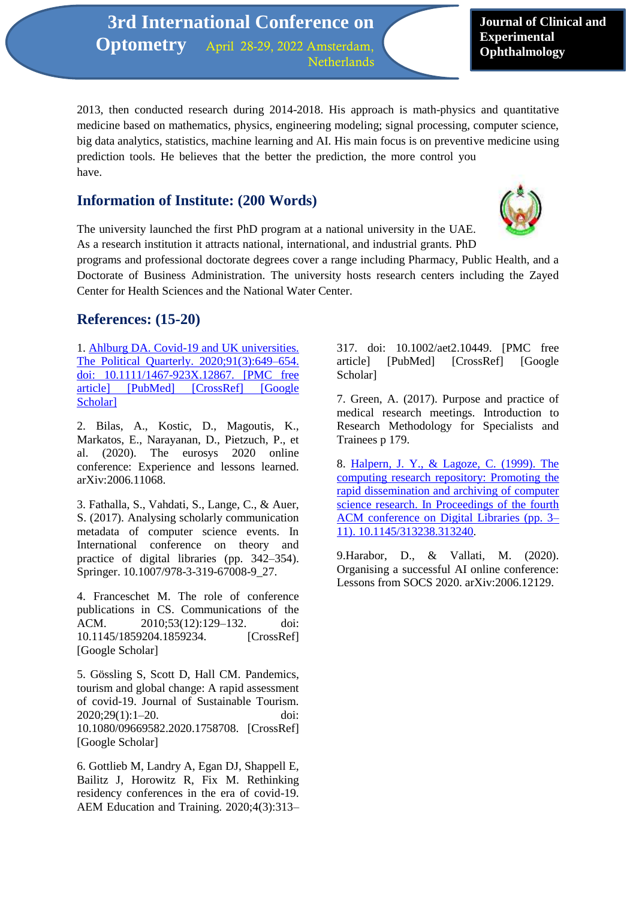2013, then conducted research during 2014-2018. His approach is math-physics and quantitative medicine based on mathematics, physics, engineering modeling; signal processing, computer science, big data analytics, statistics, machine learning and AI. His main focus is on preventive medicine using prediction tools. He believes that the better the prediction, the more control you have.

## Information of Institute: (200 Words)

The university launched the first PhD program at a national university in the UAE. As a research institution it attracts national, international, and industrial grants. PhD programs and professional doctorate degrees cover a range including Pharmacy, Public Health, and a Doctorate of Business Administration. The university hosts research centers including the Zayed Center for Health Sciences and the National Water Center.

## References: (15-20)

1. Ahlburg DA. Covid-19 and UK universities. The Political Quarterly. 2020;91(3):649–654. doi: 10.1111/1467-923X.12867. [PMC free article] [PubMed] [CrossRef] [Google Scholar]

2. Bilas, A., Kostic, D., Magoutis, K., Markatos, E., Narayanan, D., Pietzuch, P., et al. (2020). The eurosys 2020 online conference: Experience and lessons learned. arXiv:2006.11068.

3. Fathalla, S., Vahdati, S., Lange, C., & Auer, S. (2017). Analysing scholarly communication metadata of computer science events. In International conference on theory and practice of digital libraries (pp. 342–354). Springer. 10.1007/978-3-319-67008-9_27.

4. Franceschet M. The role of conference publications in CS. Communications of the ACM. 2010;53(12):129–132. doi: 10.1145/1859204.1859234. [CrossRef] [Google Scholar]

5. Gössling S, Scott D, Hall CM. Pandemics, tourism and global change: A rapid assessment of covid-19. Journal of Sustainable Tourism. 2020;29(1):1–20. doi: 10.1080/09669582.2020.1758708. [CrossRef] [Google Scholar]

6. Gottlieb M, Landry A, Egan DJ, Shappell E, Bailitz J, Horowitz R, Fix M. Rethinking residency conferences in the era of covid-19. AEM Education and Training. 2020;4(3):313–317. doi: 10.1002/aet2.10449. [PMC free article] [PubMed] [CrossRef] [Google Scholar]

7. Green, A. (2017). Purpose and practice of medical research meetings. Introduction to Research Methodology for Specialists and Trainees p 179.

8. Halpern, J. Y., & Lagoze, C. (1999). The computing research repository: Promoting the rapid dissemination and archiving of computer science research. In Proceedings of the fourth ACM conference on Digital Libraries (pp. 3–11). 10.1145/313238.313240.

9. Harabor, D., & Vallati, M. (2020). Organising a successful AI online conference: Lessons from SOCS 2020. arXiv:2006.12129.